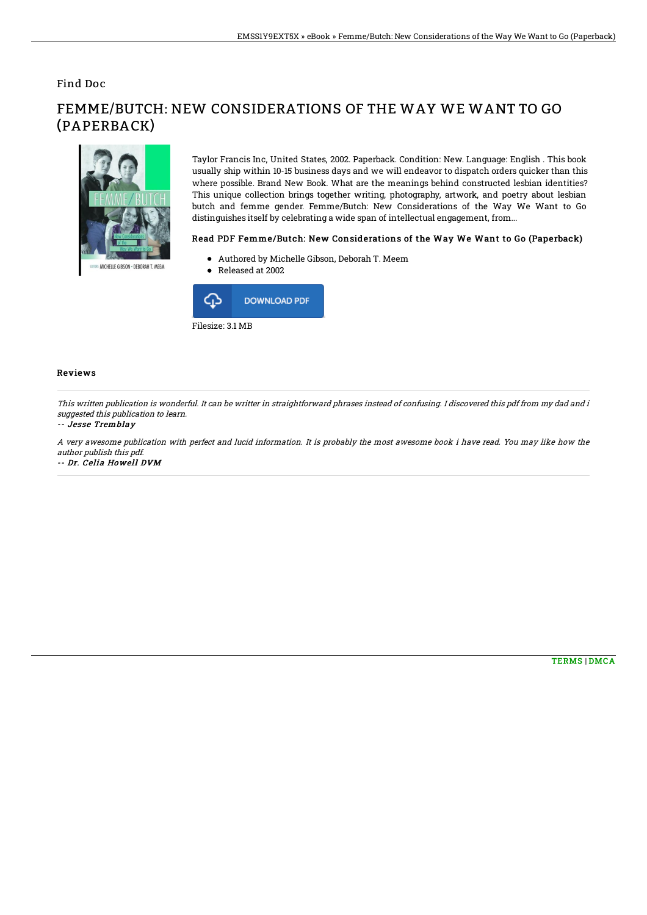Find Doc

# FEMME/BUTCH: NEW CONSIDERATIONS OF THE WAY WE WANT TO GO (PAPERBACK)

Taylor Francis Inc, United States, 2002. Paperback. Condition: New. Language: English . This book usually ship within 10-15 business days and we will endeavor to dispatch orders quicker than this where possible. Brand New Book. What are the meanings behind constructed lesbian identities? This unique collection brings together writing, photography, artwork, and poetry about lesbian butch and femme gender. Femme/Butch: New Considerations of the Way We Want to Go distinguishes itself by celebrating a wide span of intellectual engagement, from...

### Read PDF Femme/Butch: New Considerations of the Way We Want to Go (Paperback)

- Authored by Michelle Gibson, Deborah T. Meem
- Released at 2002

DOWNLOAD PDF

Filesize: 3.1 MB

### Reviews

*This written publication is wonderful. It can be writter in straightforward phrases instead of confusing. I discovered this pdf from my dad and i suggested this publication to learn.*

*-- Jesse Tremblay*

*A very awesome publication with perfect and lucid information. It is probably the most awesome book i have read. You may like how the author publish this pdf.*

*-- Dr. Celia Howell DVM*

TERMS | DMCA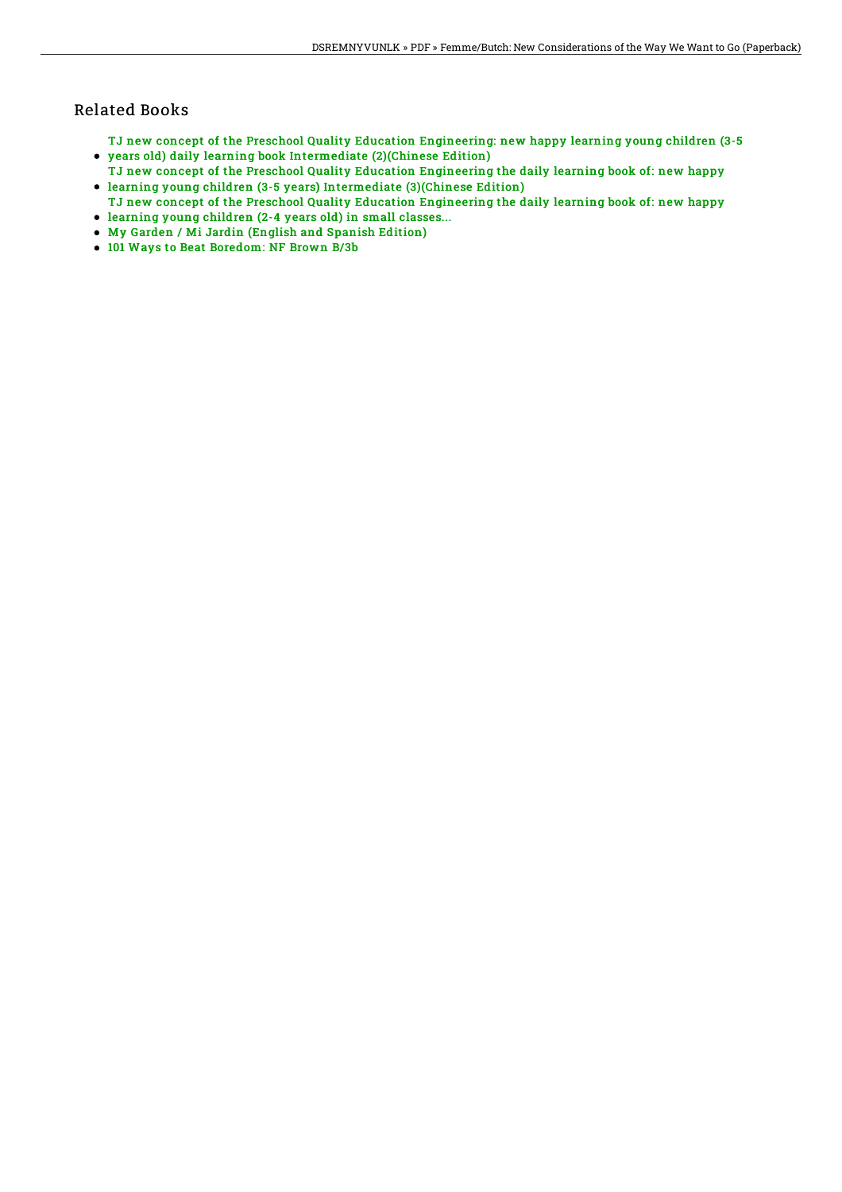## Related Books

- TJ new concept of the Preschool Quality Education Engineering: new happy learning young children (3-5 years old) daily learning book Intermediate (2)(Chinese Edition)
- TJ new concept of the Preschool Quality Education Engineering the daily learning book of: new happy learning young children (3-5 years) Intermediate (3)(Chinese Edition)
- TJ new concept of the Preschool Quality Education Engineering the daily learning book of: new happy learning young children (2-4 years old) in small classes...
- My Garden / Mi Jardin (English and Spanish Edition)
- 101 Ways to Beat Boredom: NF Brown B/3b